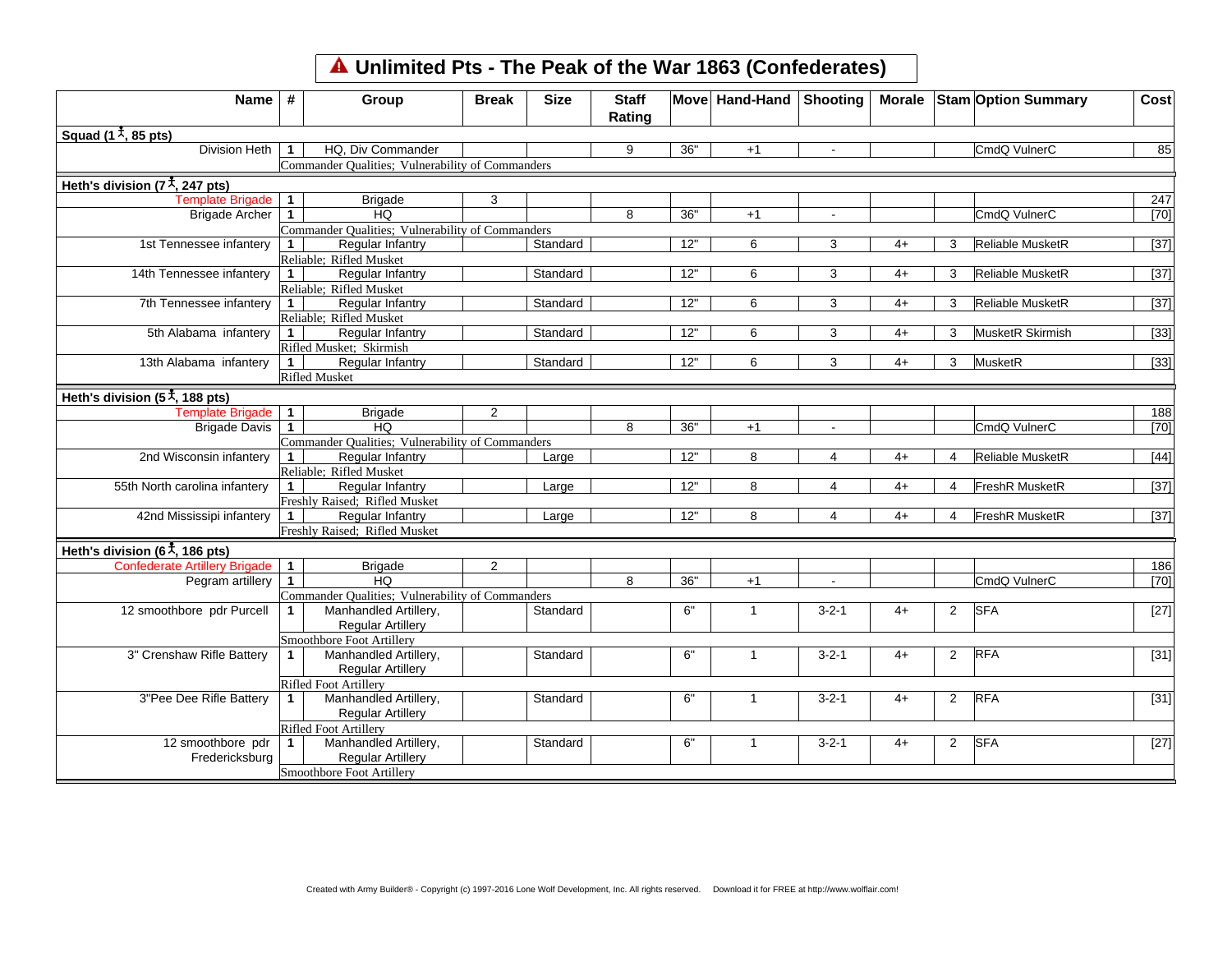# Unlimited Pts - The Peak of the War 1863 (Confederates)

| Name | # | Group | Break | Size | Staff Rating | Move | Hand-Hand | Shooting | Morale | Stam | Option Summary | Cost |
|---|---|---|---|---|---|---|---|---|---|---|---|---|
| **Squad (1 ⚲, 85 pts)** | | | | | | | | | | | | |
| Division Heth | 1 | HQ, Div Commander | | | 9 | 36" | +1 | - | | | CmdQ VulnerC | 85 |
| | | Commander Qualities; Vulnerability of Commanders | | | | | | | | | | |
| **Heth's division (7 ⚲, 247 pts)** | | | | | | | | | | | | |
| Template Brigade | 1 | Brigade | 3 | | | | | | | | | 247 |
| Brigade Archer | 1 | HQ | | | 8 | 36" | +1 | - | | | CmdQ VulnerC | [70] |
| | | Commander Qualities; Vulnerability of Commanders | | | | | | | | | | |
| 1st Tennessee infantery | 1 | Regular Infantry | | Standard | | 12" | 6 | 3 | 4+ | 3 | Reliable MusketR | [37] |
| | | Reliable; Rifled Musket | | | | | | | | | | |
| 14th Tennessee infantery | 1 | Regular Infantry | | Standard | | 12" | 6 | 3 | 4+ | 3 | Reliable MusketR | [37] |
| | | Reliable; Rifled Musket | | | | | | | | | | |
| 7th Tennessee infantery | 1 | Regular Infantry | | Standard | | 12" | 6 | 3 | 4+ | 3 | Reliable MusketR | [37] |
| | | Reliable; Rifled Musket | | | | | | | | | | |
| 5th Alabama infantery | 1 | Regular Infantry | | Standard | | 12" | 6 | 3 | 4+ | 3 | MusketR Skirmish | [33] |
| | | Rifled Musket; Skirmish | | | | | | | | | | |
| 13th Alabama infantery | 1 | Regular Infantry | | Standard | | 12" | 6 | 3 | 4+ | 3 | MusketR | [33] |
| | | Rifled Musket | | | | | | | | | | |
| **Heth's division (5 ⚲, 188 pts)** | | | | | | | | | | | | |
| Template Brigade | 1 | Brigade | 2 | | | | | | | | | 188 |
| Brigade Davis | 1 | HQ | | | 8 | 36" | +1 | - | | | CmdQ VulnerC | [70] |
| | | Commander Qualities; Vulnerability of Commanders | | | | | | | | | | |
| 2nd Wisconsin infantery | 1 | Regular Infantry | | Large | | 12" | 8 | 4 | 4+ | 4 | Reliable MusketR | [44] |
| | | Reliable; Rifled Musket | | | | | | | | | | |
| 55th North carolina infantery | 1 | Regular Infantry | | Large | | 12" | 8 | 4 | 4+ | 4 | FreshR MusketR | [37] |
| | | Freshly Raised; Rifled Musket | | | | | | | | | | |
| 42nd Mississipi infantery | 1 | Regular Infantry | | Large | | 12" | 8 | 4 | 4+ | 4 | FreshR MusketR | [37] |
| | | Freshly Raised; Rifled Musket | | | | | | | | | | |
| **Heth's division (6 ⚲, 186 pts)** | | | | | | | | | | | | |
| Confederate Artillery Brigade | 1 | Brigade | 2 | | | | | | | | | 186 |
| Pegram artillery | 1 | HQ | | | 8 | 36" | +1 | - | | | CmdQ VulnerC | [70] |
| | | Commander Qualities; Vulnerability of Commanders | | | | | | | | | | |
| 12 smoothbore pdr Purcell | 1 | Manhandled Artillery, Regular Artillery | | Standard | | 6" | 1 | 3-2-1 | 4+ | 2 | SFA | [27] |
| | | Smoothbore Foot Artillery | | | | | | | | | | |
| 3" Crenshaw Rifle Battery | 1 | Manhandled Artillery, Regular Artillery | | Standard | | 6" | 1 | 3-2-1 | 4+ | 2 | RFA | [31] |
| | | Rifled Foot Artillery | | | | | | | | | | |
| 3"Pee Dee Rifle Battery | 1 | Manhandled Artillery, Regular Artillery | | Standard | | 6" | 1 | 3-2-1 | 4+ | 2 | RFA | [31] |
| | | Rifled Foot Artillery | | | | | | | | | | |
| 12 smoothbore pdr Fredericksburg | 1 | Manhandled Artillery, Regular Artillery | | Standard | | 6" | 1 | 3-2-1 | 4+ | 2 | SFA | [27] |
| | | Smoothbore Foot Artillery | | | | | | | | | | |

Created with Army Builder® - Copyright (c) 1997-2016 Lone Wolf Development, Inc. All rights reserved. Download it for FREE at http://www.wolflair.com!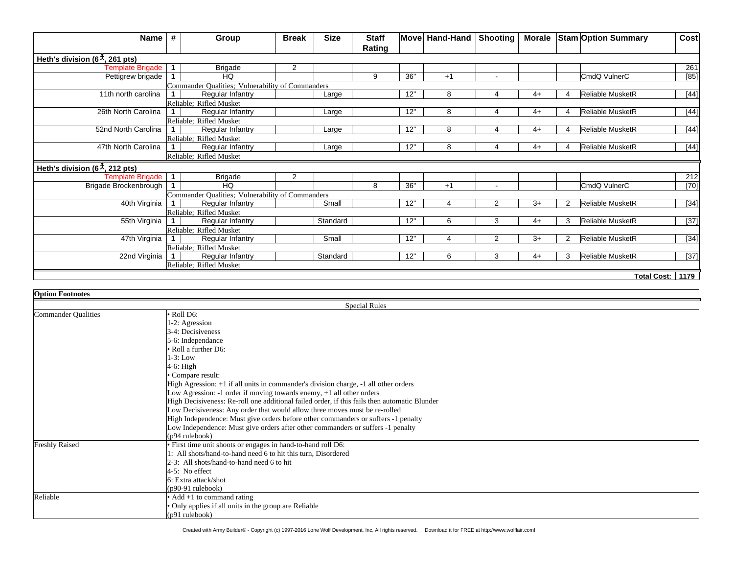| Name | # | Group | Break | Size | Staff Rating | Move | Hand-Hand | Shooting | Morale | Stam | Option Summary | Cost |
|---|---|---|---|---|---|---|---|---|---|---|---|---|
| **Heth's division (6 ⛹, 261 pts)** | | | | | | | | | | | | |
| Template Brigade | 1 | Brigade | 2 | | | | | | | | | 261 |
| Pettigrew brigade | 1 | HQ | | | 9 | 36" | +1 | - | | | CmdQ VulnerC | [85] |
| | | Commander Qualities; Vulnerability of Commanders | | | | | | | | | | |
| 11th north carolina | 1 | Regular Infantry | | Large | | 12" | 8 | 4 | 4+ | 4 | Reliable MusketR | [44] |
| | | Reliable; Rifled Musket | | | | | | | | | | |
| 26th North Carolina | 1 | Regular Infantry | | Large | | 12" | 8 | 4 | 4+ | 4 | Reliable MusketR | [44] |
| | | Reliable; Rifled Musket | | | | | | | | | | |
| 52nd North Carolina | 1 | Regular Infantry | | Large | | 12" | 8 | 4 | 4+ | 4 | Reliable MusketR | [44] |
| | | Reliable; Rifled Musket | | | | | | | | | | |
| 47th North Carolina | 1 | Regular Infantry | | Large | | 12" | 8 | 4 | 4+ | 4 | Reliable MusketR | [44] |
| | | Reliable; Rifled Musket | | | | | | | | | | |
| **Heth's division (6 ⛹, 212 pts)** | | | | | | | | | | | | |
| Template Brigade | 1 | Brigade | 2 | | | | | | | | | 212 |
| Brigade Brockenbrough | 1 | HQ | | | 8 | 36" | +1 | - | | | CmdQ VulnerC | [70] |
| | | Commander Qualities; Vulnerability of Commanders | | | | | | | | | | |
| 40th Virginia | 1 | Regular Infantry | | Small | | 12" | 4 | 2 | 3+ | 2 | Reliable MusketR | [34] |
| | | Reliable; Rifled Musket | | | | | | | | | | |
| 55th Virginia | 1 | Regular Infantry | | Standard | | 12" | 6 | 3 | 4+ | 3 | Reliable MusketR | [37] |
| | | Reliable; Rifled Musket | | | | | | | | | | |
| 47th Virginia | 1 | Regular Infantry | | Small | | 12" | 4 | 2 | 3+ | 2 | Reliable MusketR | [34] |
| | | Reliable; Rifled Musket | | | | | | | | | | |
| 22nd Virginia | 1 | Regular Infantry | | Standard | | 12" | 6 | 3 | 4+ | 3 | Reliable MusketR | [37] |
| | | Reliable; Rifled Musket | | | | | | | | | | |
| | | | | | | | | | | | **Total Cost:** | **1179** |

| **Option Footnotes** | |
|---|---|
| | Special Rules |
| Commander Qualities | • Roll D6:<br>1-2: Agression<br>3-4: Decisiveness<br>5-6: Independance<br>• Roll a further D6:<br>1-3: Low<br>4-6: High<br>• Compare result:<br>High Agression: +1 if all units in commander's division charge, -1 all other orders<br>Low Agression: -1 order if moving towards enemy, +1 all other orders<br>High Decisiveness: Re-roll one additional failed order, if this fails then automatic Blunder<br>Low Decisiveness: Any order that would allow three moves must be re-rolled<br>High Independence: Must give orders before other commanders or suffers -1 penalty<br>Low Independence: Must give orders after other commanders or suffers -1 penalty<br>(p94 rulebook) |
| Freshly Raised | • First time unit shoots or engages in hand-to-hand roll D6:<br>1: All shots/hand-to-hand need 6 to hit this turn, Disordered<br>2-3: All shots/hand-to-hand need 6 to hit<br>4-5: No effect<br>6: Extra attack/shot<br>(p90-91 rulebook) |
| Reliable | • Add +1 to command rating<br>• Only applies if all units in the group are Reliable<br>(p91 rulebook) |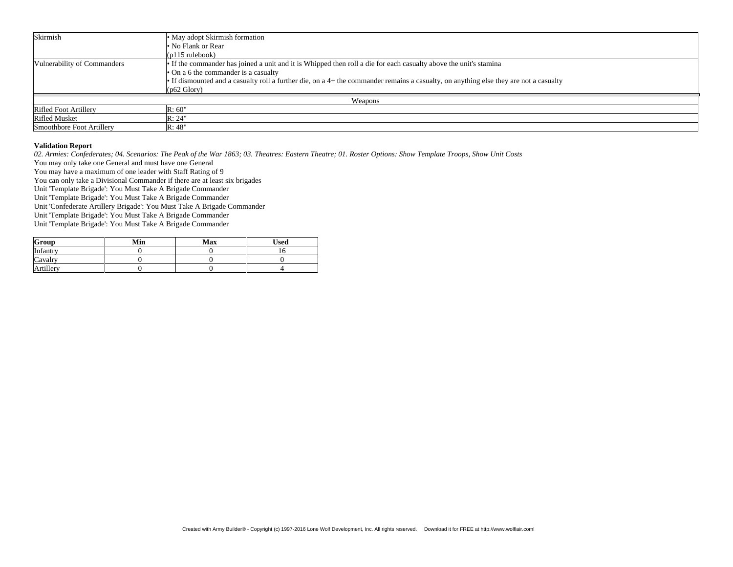| | |
|---|---|
| Skirmish | • May adopt Skirmish formation<br>• No Flank or Rear<br>(p115 rulebook) |
| Vulnerability of Commanders | • If the commander has joined a unit and it is Whipped then roll a die for each casualty above the unit's stamina<br>• On a 6 the commander is a casualty<br>• If dismounted and a casualty roll a further die, on a 4+ the commander remains a casualty, on anything else they are not a casualty<br>(p62 Glory) |

| Weapons | |
|---|---|
| Rifled Foot Artillery | R: 60" |
| Rifled Musket | R: 24" |
| Smoothbore Foot Artillery | R: 48" |

**Validation Report**

*02. Armies: Confederates; 04. Scenarios: The Peak of the War 1863; 03. Theatres: Eastern Theatre; 01. Roster Options: Show Template Troops, Show Unit Costs*

You may only take one General and must have one General
You may have a maximum of one leader with Staff Rating of 9
You can only take a Divisional Commander if there are at least six brigades
Unit 'Template Brigade': You Must Take A Brigade Commander
Unit 'Template Brigade': You Must Take A Brigade Commander
Unit 'Confederate Artillery Brigade': You Must Take A Brigade Commander
Unit 'Template Brigade': You Must Take A Brigade Commander
Unit 'Template Brigade': You Must Take A Brigade Commander

| Group | Min | Max | Used |
|---|---|---|---|
| Infantry | 0 | 0 | 16 |
| Cavalry | 0 | 0 | 0 |
| Artillery | 0 | 0 | 4 |

Created with Army Builder® - Copyright (c) 1997-2016 Lone Wolf Development, Inc. All rights reserved. Download it for FREE at http://www.wolflair.com!